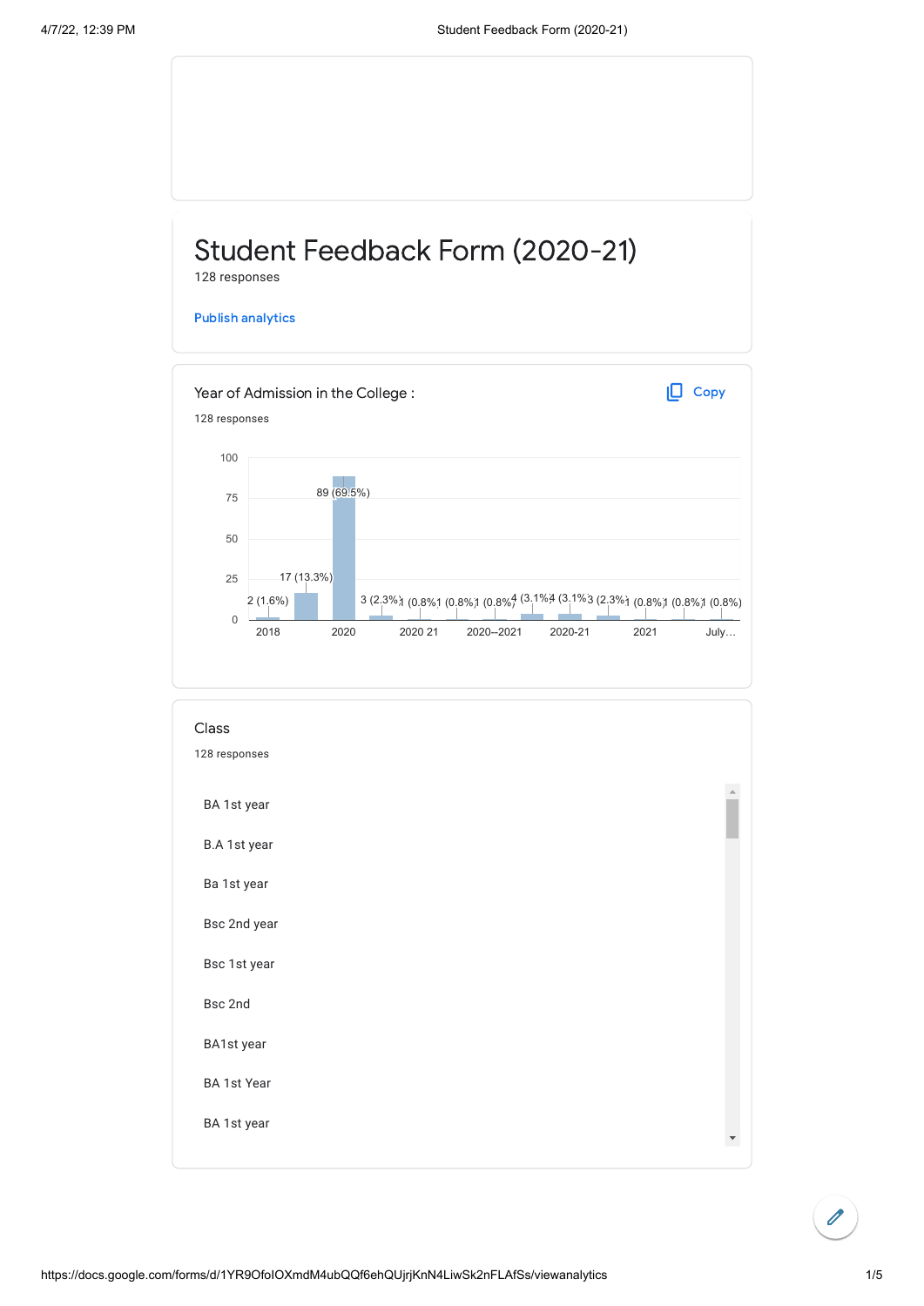# Student Feedback Form (2020-21)

128 responses

Publish analytics

## Year of Admission in the College :

128 responses

| Year | Count |
|---|---|
| 2018 | 2 (1.6%) |
| | 17 (13.3%) |
| 2020 | 89 (69.5%) |
| | 3 (2.3%) |
| 2020 21 | 1 (0.8%) |
| | 1 (0.8%) |
| 2020--2021 | 1 (0.8%) |
| | 4 (3.1%) |
| 2020-21 | 4 (3.1%) |
| | 3 (2.3%) |
| 2021 | 1 (0.8%) |
| | 1 (0.8%) |
| July… | 1 (0.8%) |

## Class

128 responses

- BA 1st year
- B.A 1st year
- Ba 1st year
- Bsc 2nd year
- Bsc 1st year
- Bsc 2nd
- BA1st year
- BA 1st Year
- BA 1st year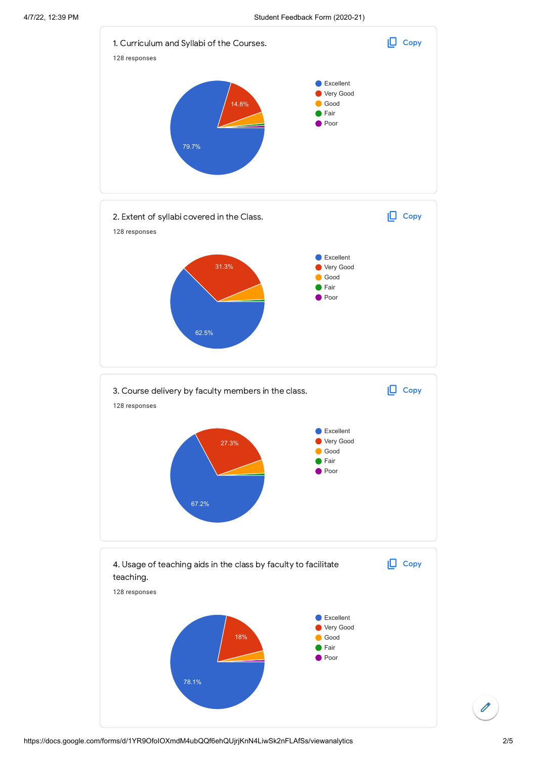1. Curriculum and Syllabi of the Courses.

128 responses

- Excellent: 79.7%
- Very Good: 14.8%
- Good
- Fair
- Poor

2. Extent of syllabi covered in the Class.

128 responses

- Excellent: 62.5%
- Very Good: 31.3%
- Good
- Fair
- Poor

3. Course delivery by faculty members in the class.

128 responses

- Excellent: 67.2%
- Very Good: 27.3%
- Good
- Fair
- Poor

4. Usage of teaching aids in the class by faculty to facilitate teaching.

128 responses

- Excellent: 78.1%
- Very Good: 18%
- Good
- Fair
- Poor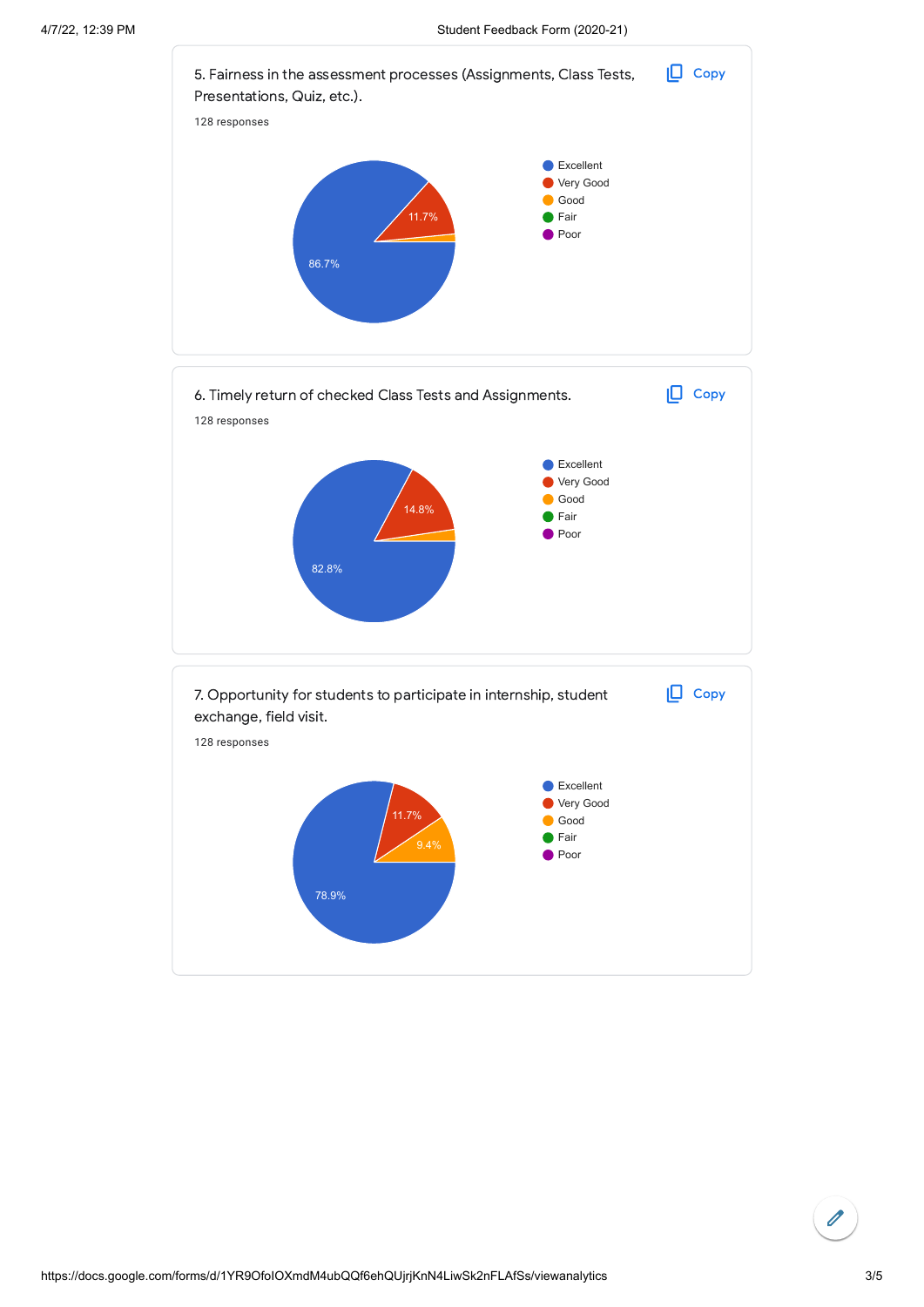5. Fairness in the assessment processes (Assignments, Class Tests, Presentations, Quiz, etc.).

128 responses

| Rating | Percentage |
|---|---|
| Excellent | 86.7% |
| Very Good | 11.7% |
| Good | |
| Fair | |
| Poor | |

6. Timely return of checked Class Tests and Assignments.

128 responses

| Rating | Percentage |
|---|---|
| Excellent | 82.8% |
| Very Good | 14.8% |
| Good | |
| Fair | |
| Poor | |

7. Opportunity for students to participate in internship, student exchange, field visit.

128 responses

| Rating | Percentage |
|---|---|
| Excellent | 78.9% |
| Very Good | 11.7% |
| Good | 9.4% |
| Fair | |
| Poor | |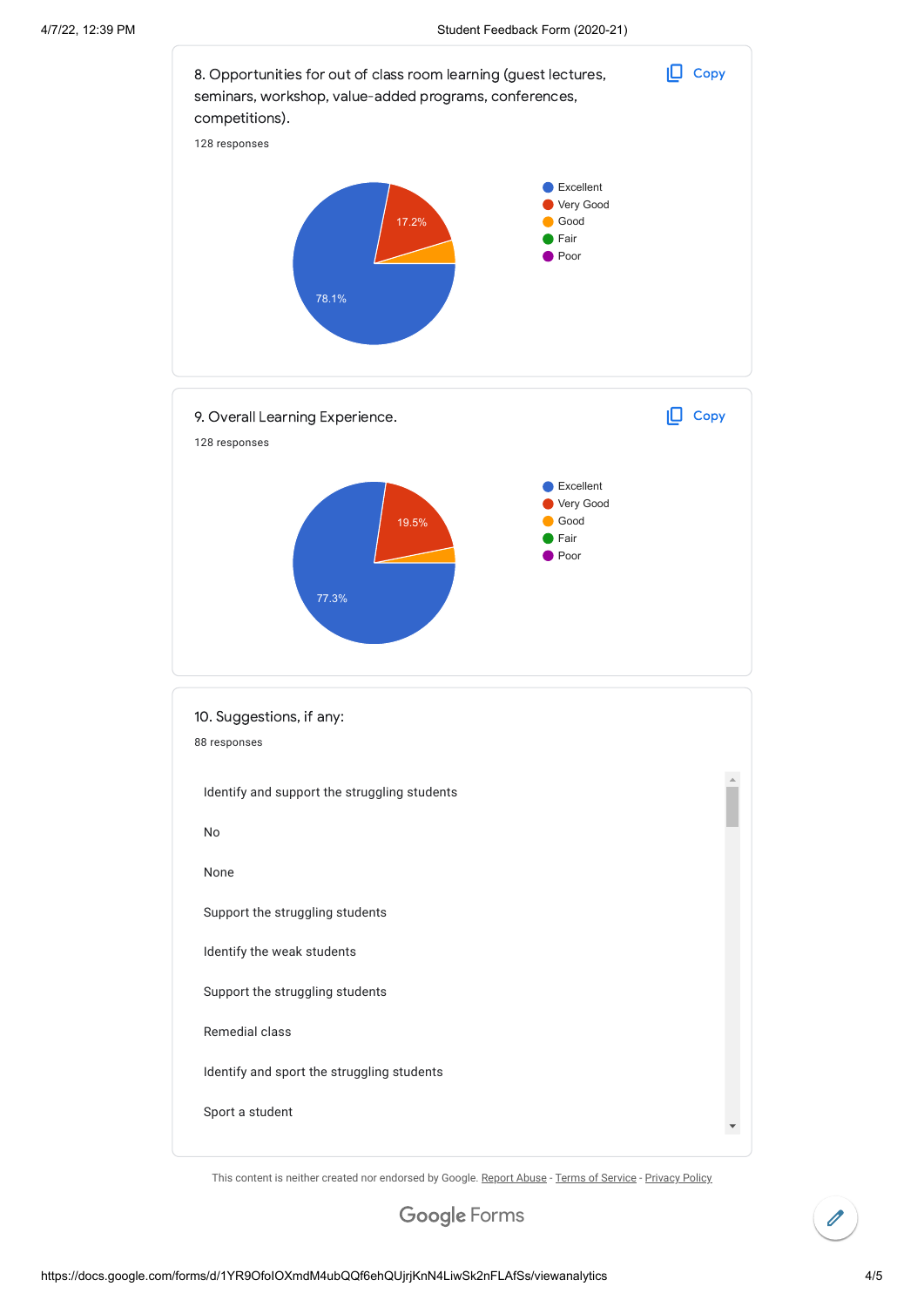8. Opportunities for out of class room learning (guest lectures, seminars, workshop, value-added programs, conferences, competitions).

128 responses

- Excellent: 78.1%
- Very Good: 17.2%
- Good
- Fair
- Poor

9. Overall Learning Experience.

128 responses

- Excellent: 77.3%
- Very Good: 19.5%
- Good
- Fair
- Poor

10. Suggestions, if any:

88 responses

Identify and support the struggling students

No

None

Support the struggling students

Identify the weak students

Support the struggling students

Remedial class

Identify and sport the struggling students

Sport a student

This content is neither created nor endorsed by Google. Report Abuse - Terms of Service - Privacy Policy

Google Forms